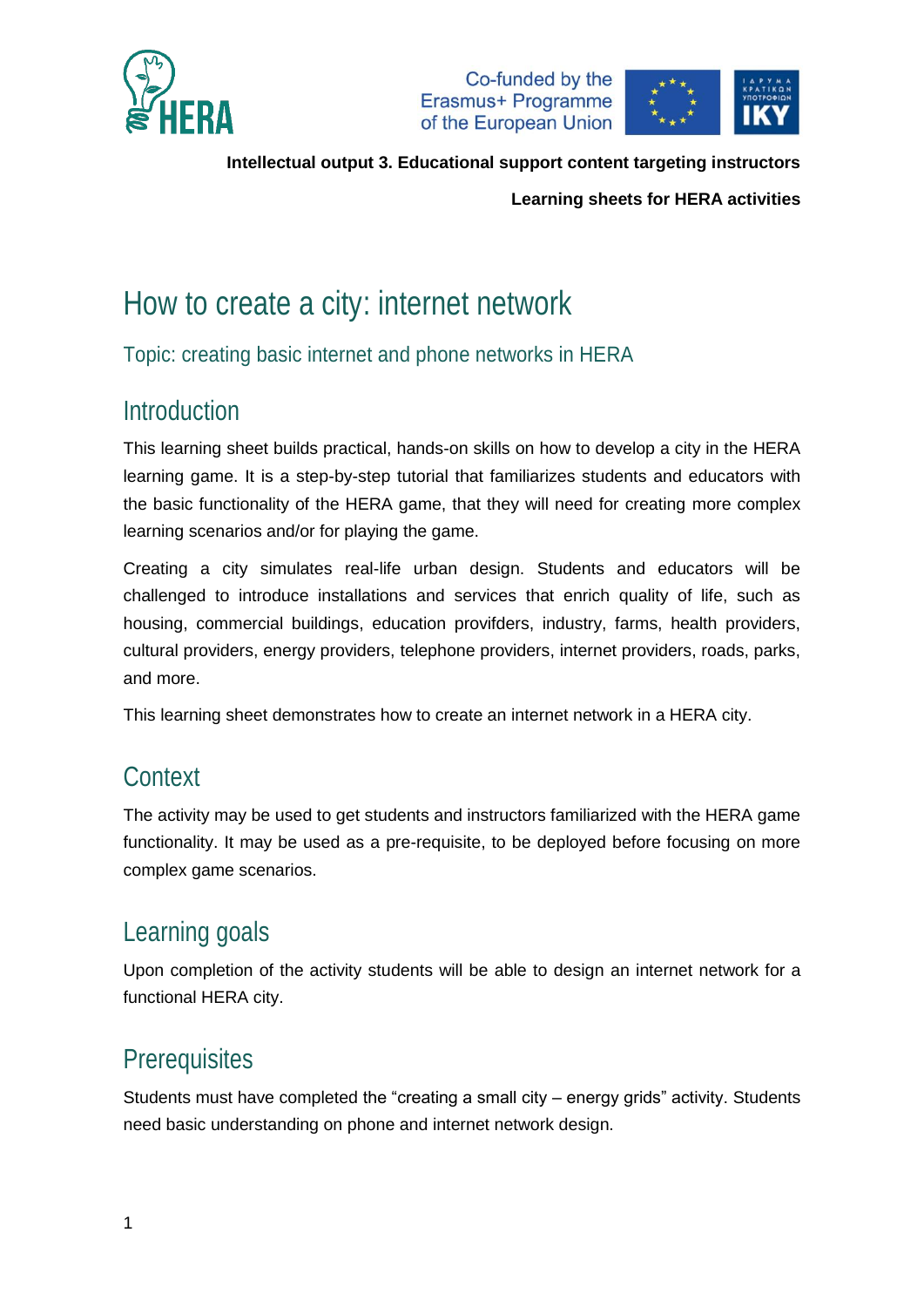**Intellectual output 3. Educational support content targeting instructors**

**Learning sheets for HERA activities**

# How to create a city: internet network

## Topic: creating basic internet and phone networks in HERA

## Introduction

This learning sheet builds practical, hands-on skills on how to develop a city in the HERA learning game. It is a step-by-step tutorial that familiarizes students and educators with the basic functionality of the HERA game, that they will need for creating more complex learning scenarios and/or for playing the game.

Creating a city simulates real-life urban design. Students and educators will be challenged to introduce installations and services that enrich quality of life, such as housing, commercial buildings, education provifders, industry, farms, health providers, cultural providers, energy providers, telephone providers, internet providers, roads, parks, and more.

This learning sheet demonstrates how to create an internet network in a HERA city.

## Context

The activity may be used to get students and instructors familiarized with the HERA game functionality. It may be used as a pre-requisite, to be deployed before focusing on more complex game scenarios.

## Learning goals

Upon completion of the activity students will be able to design an internet network for a functional HERA city.

## Prerequisites

Students must have completed the “creating a small city – energy grids” activity. Students need basic understanding on phone and internet network design.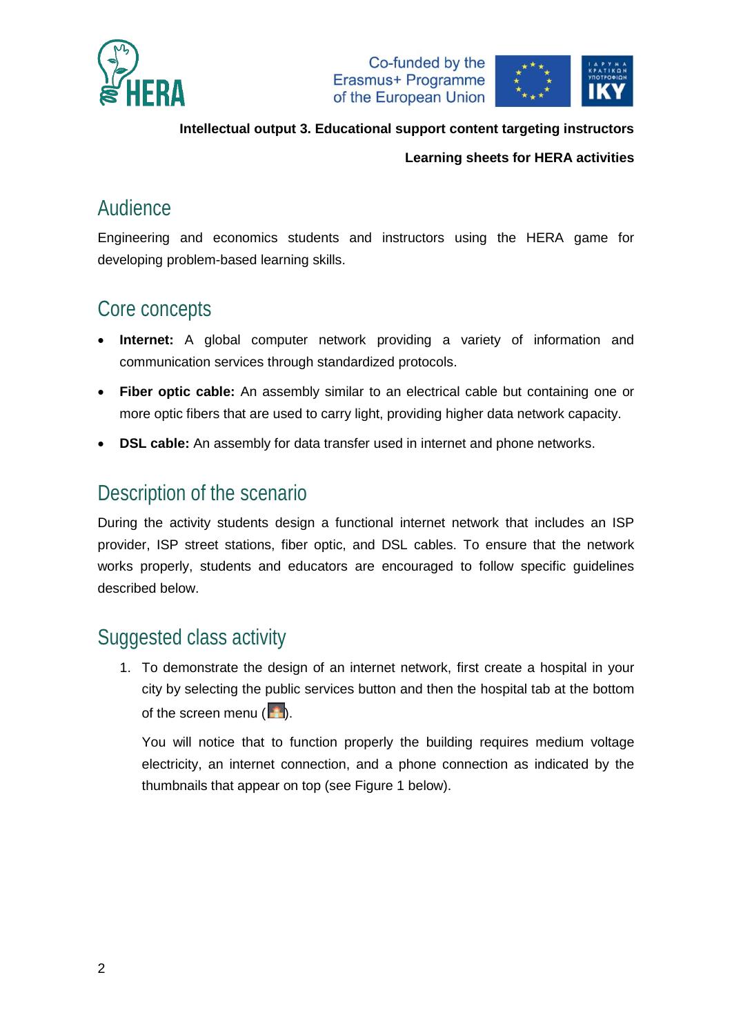**Intellectual output 3. Educational support content targeting instructors**

**Learning sheets for HERA activities**

## Audience

Engineering and economics students and instructors using the HERA game for developing problem-based learning skills.

## Core concepts

- **Internet:** A global computer network providing a variety of information and communication services through standardized protocols.
- **Fiber optic cable:** An assembly similar to an electrical cable but containing one or more optic fibers that are used to carry light, providing higher data network capacity.
- **DSL cable:** An assembly for data transfer used in internet and phone networks.

## Description of the scenario

During the activity students design a functional internet network that includes an ISP provider, ISP street stations, fiber optic, and DSL cables. To ensure that the network works properly, students and educators are encouraged to follow specific guidelines described below.

## Suggested class activity

1. To demonstrate the design of an internet network, first create a hospital in your city by selecting the public services button and then the hospital tab at the bottom of the screen menu ( ).

   You will notice that to function properly the building requires medium voltage electricity, an internet connection, and a phone connection as indicated by the thumbnails that appear on top (see Figure 1 below).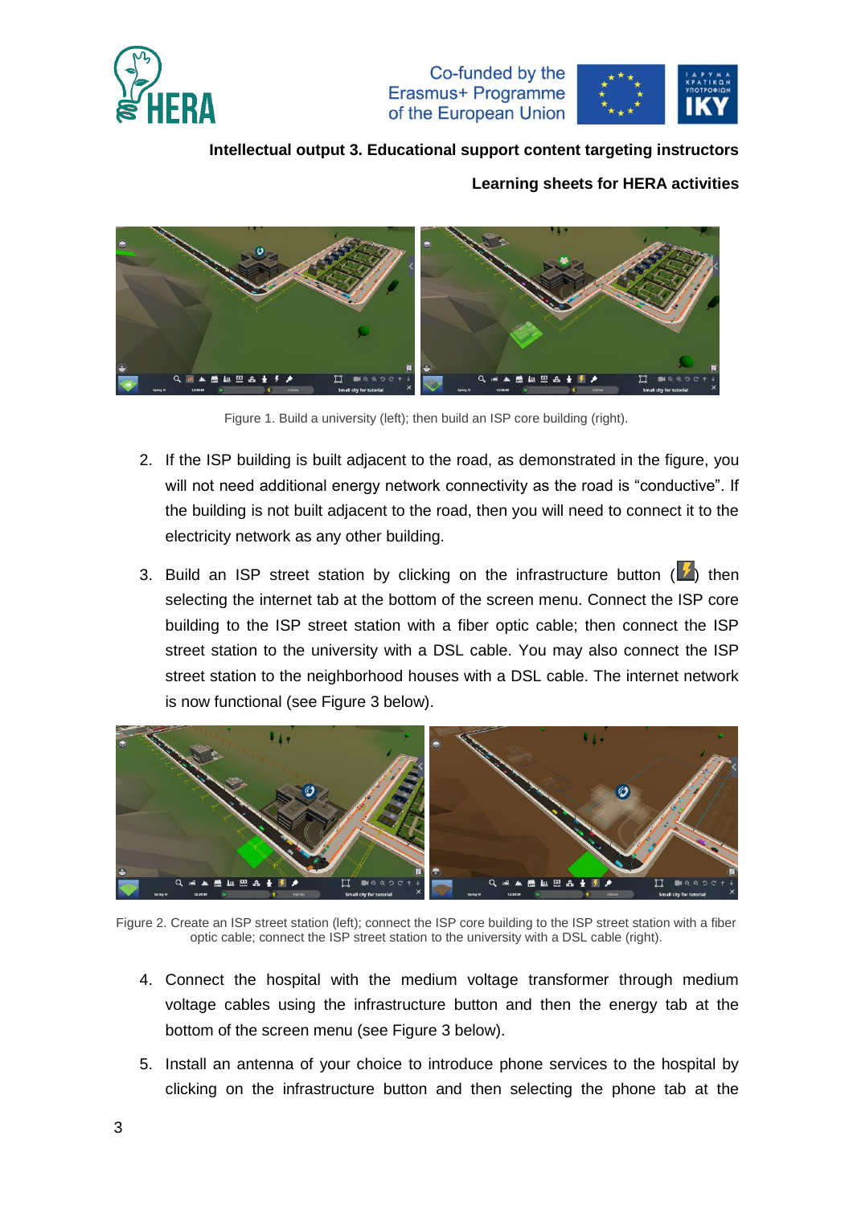Figure 1. Build a university (left); then build an ISP core building (right).

2. If the ISP building is built adjacent to the road, as demonstrated in the figure, you will not need additional energy network connectivity as the road is "conductive". If the building is not built adjacent to the road, then you will need to connect it to the electricity network as any other building.
3. Build an ISP street station by clicking on the infrastructure button ( ) then selecting the internet tab at the bottom of the screen menu. Connect the ISP core building to the ISP street station with a fiber optic cable; then connect the ISP street station to the university with a DSL cable. You may also connect the ISP street station to the neighborhood houses with a DSL cable. The internet network is now functional (see Figure 3 below).

Figure 2. Create an ISP street station (left); connect the ISP core building to the ISP street station with a fiber optic cable; connect the ISP street station to the university with a DSL cable (right).

4. Connect the hospital with the medium voltage transformer through medium voltage cables using the infrastructure button and then the energy tab at the bottom of the screen menu (see Figure 3 below).
5. Install an antenna of your choice to introduce phone services to the hospital by clicking on the infrastructure button and then selecting the phone tab at the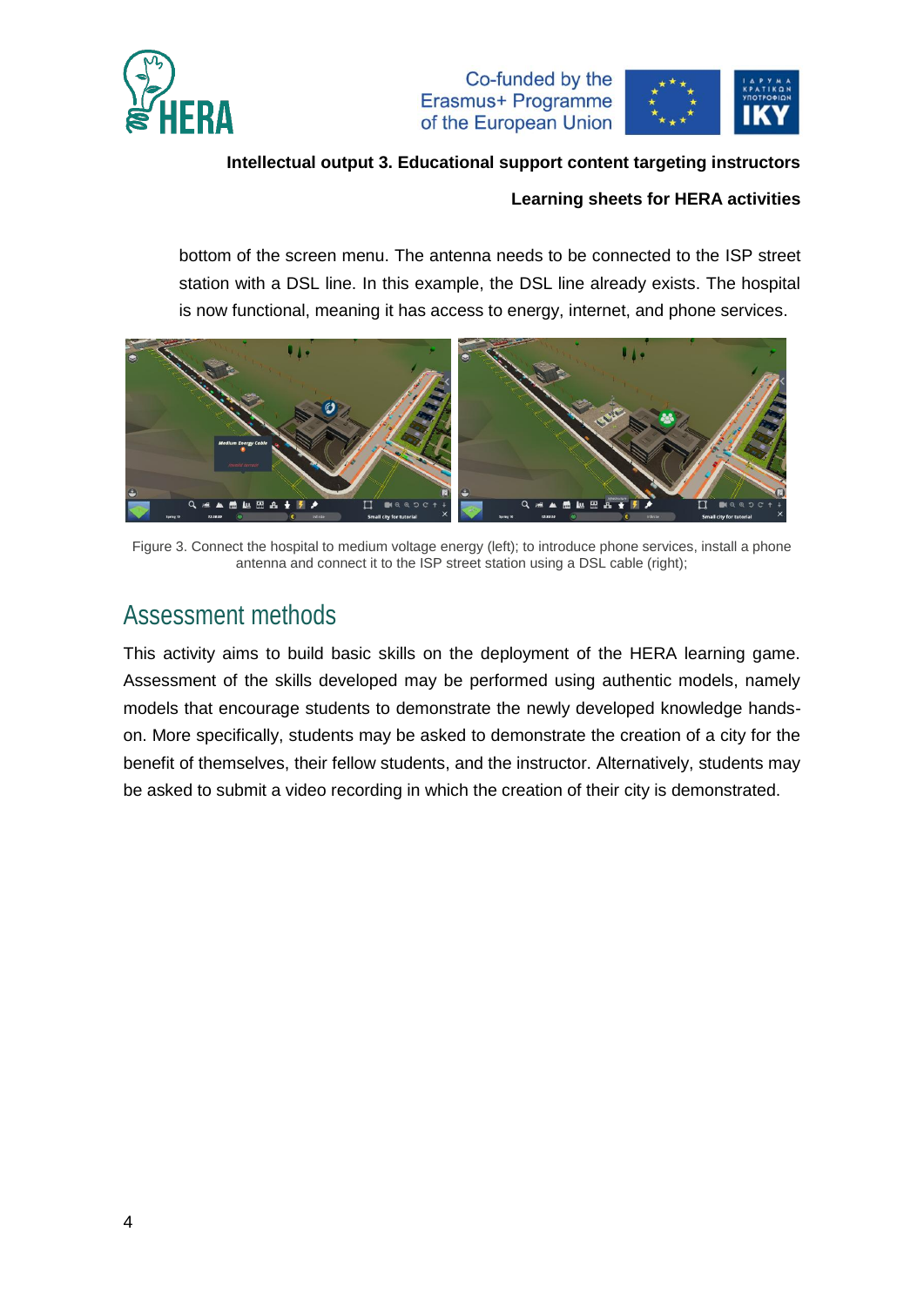bottom of the screen menu. The antenna needs to be connected to the ISP street station with a DSL line. In this example, the DSL line already exists. The hospital is now functional, meaning it has access to energy, internet, and phone services.

Figure 3. Connect the hospital to medium voltage energy (left); to introduce phone services, install a phone antenna and connect it to the ISP street station using a DSL cable (right);

## Assessment methods

This activity aims to build basic skills on the deployment of the HERA learning game. Assessment of the skills developed may be performed using authentic models, namely models that encourage students to demonstrate the newly developed knowledge hands-on. More specifically, students may be asked to demonstrate the creation of a city for the benefit of themselves, their fellow students, and the instructor. Alternatively, students may be asked to submit a video recording in which the creation of their city is demonstrated.